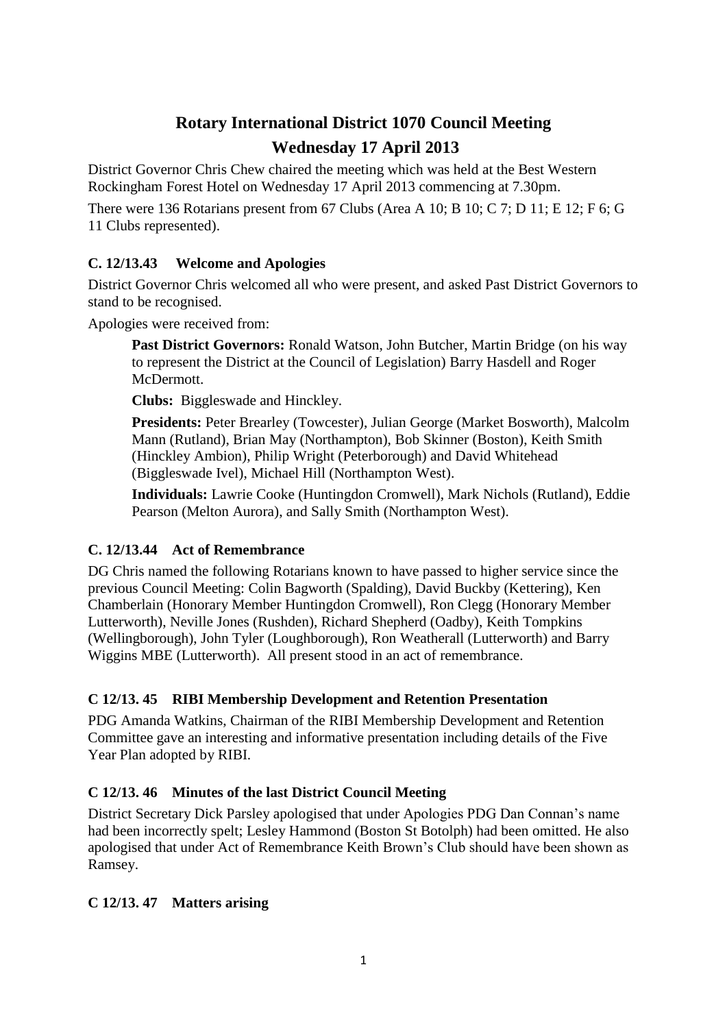# Rotary International District 1070 Council Meeting

# Wednesday 17 April 2013

District Governor Chris Chew chaired the meeting which was held at the Best Western Rockingham Forest Hotel on Wednesday 17 April 2013 commencing at 7.30pm.

There were 136 Rotarians present from 67 Clubs (Area A 10; B 10; C 7; D 11; E 12; F 6; G 11 Clubs represented).

### C. 12/13.43 Welcome and Apologies

District Governor Chris welcomed all who were present, and asked Past District Governors to stand to be recognised.

Apologies were received from:

> **Past District Governors:** Ronald Watson, John Butcher, Martin Bridge (on his way to represent the District at the Council of Legislation) Barry Hasdell and Roger McDermott.
>
> **Clubs:** Biggleswade and Hinckley.
>
> **Presidents:** Peter Brearley (Towcester), Julian George (Market Bosworth), Malcolm Mann (Rutland), Brian May (Northampton), Bob Skinner (Boston), Keith Smith (Hinckley Ambion), Philip Wright (Peterborough) and David Whitehead (Biggleswade Ivel), Michael Hill (Northampton West).
>
> **Individuals:** Lawrie Cooke (Huntingdon Cromwell), Mark Nichols (Rutland), Eddie Pearson (Melton Aurora), and Sally Smith (Northampton West).

### C. 12/13.44 Act of Remembrance

DG Chris named the following Rotarians known to have passed to higher service since the previous Council Meeting: Colin Bagworth (Spalding), David Buckby (Kettering), Ken Chamberlain (Honorary Member Huntingdon Cromwell), Ron Clegg (Honorary Member Lutterworth), Neville Jones (Rushden), Richard Shepherd (Oadby), Keith Tompkins (Wellingborough), John Tyler (Loughborough), Ron Weatherall (Lutterworth) and Barry Wiggins MBE (Lutterworth). All present stood in an act of remembrance.

### C 12/13. 45 RIBI Membership Development and Retention Presentation

PDG Amanda Watkins, Chairman of the RIBI Membership Development and Retention Committee gave an interesting and informative presentation including details of the Five Year Plan adopted by RIBI.

### C 12/13. 46 Minutes of the last District Council Meeting

District Secretary Dick Parsley apologised that under Apologies PDG Dan Connan's name had been incorrectly spelt; Lesley Hammond (Boston St Botolph) had been omitted. He also apologised that under Act of Remembrance Keith Brown's Club should have been shown as Ramsey.

### C 12/13. 47 Matters arising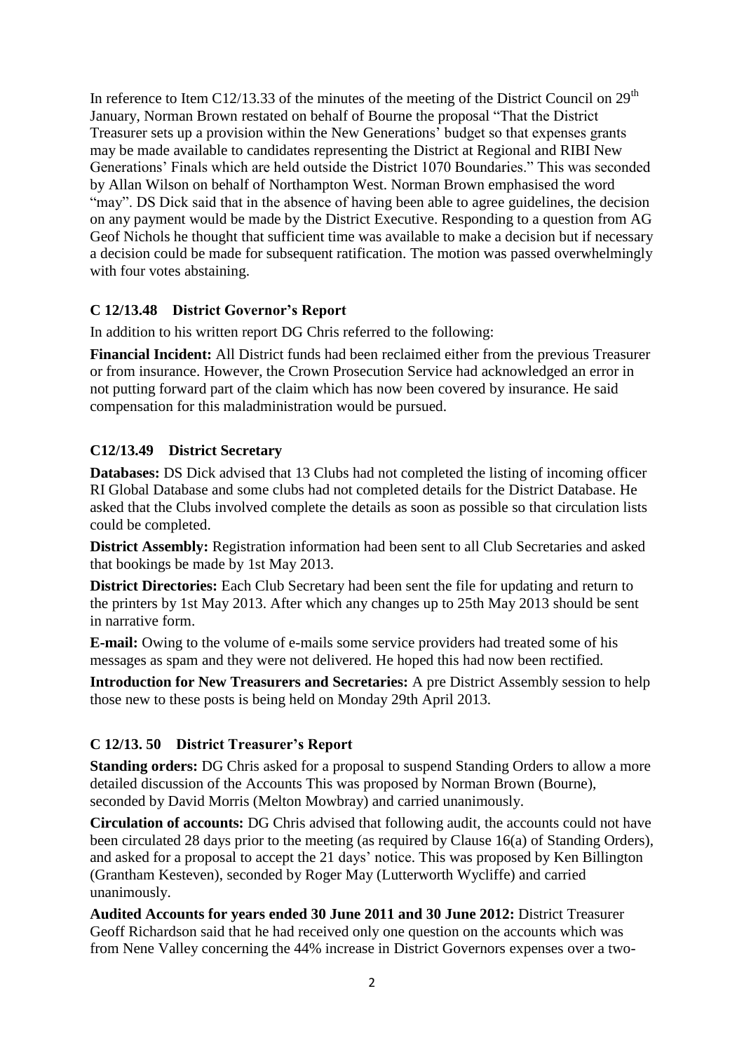In reference to Item C12/13.33 of the minutes of the meeting of the District Council on 29th January, Norman Brown restated on behalf of Bourne the proposal "That the District Treasurer sets up a provision within the New Generations' budget so that expenses grants may be made available to candidates representing the District at Regional and RIBI New Generations' Finals which are held outside the District 1070 Boundaries." This was seconded by Allan Wilson on behalf of Northampton West. Norman Brown emphasised the word "may". DS Dick said that in the absence of having been able to agree guidelines, the decision on any payment would be made by the District Executive. Responding to a question from AG Geof Nichols he thought that sufficient time was available to make a decision but if necessary a decision could be made for subsequent ratification. The motion was passed overwhelmingly with four votes abstaining.

### C 12/13.48 District Governor's Report

In addition to his written report DG Chris referred to the following:

**Financial Incident:** All District funds had been reclaimed either from the previous Treasurer or from insurance. However, the Crown Prosecution Service had acknowledged an error in not putting forward part of the claim which has now been covered by insurance. He said compensation for this maladministration would be pursued.

### C12/13.49 District Secretary

**Databases:** DS Dick advised that 13 Clubs had not completed the listing of incoming officer RI Global Database and some clubs had not completed details for the District Database. He asked that the Clubs involved complete the details as soon as possible so that circulation lists could be completed.

**District Assembly:** Registration information had been sent to all Club Secretaries and asked that bookings be made by 1st May 2013.

**District Directories:** Each Club Secretary had been sent the file for updating and return to the printers by 1st May 2013. After which any changes up to 25th May 2013 should be sent in narrative form.

**E-mail:** Owing to the volume of e-mails some service providers had treated some of his messages as spam and they were not delivered. He hoped this had now been rectified.

**Introduction for New Treasurers and Secretaries:** A pre District Assembly session to help those new to these posts is being held on Monday 29th April 2013.

### C 12/13. 50 District Treasurer's Report

**Standing orders:** DG Chris asked for a proposal to suspend Standing Orders to allow a more detailed discussion of the Accounts This was proposed by Norman Brown (Bourne), seconded by David Morris (Melton Mowbray) and carried unanimously.

**Circulation of accounts:** DG Chris advised that following audit, the accounts could not have been circulated 28 days prior to the meeting (as required by Clause 16(a) of Standing Orders), and asked for a proposal to accept the 21 days' notice. This was proposed by Ken Billington (Grantham Kesteven), seconded by Roger May (Lutterworth Wycliffe) and carried unanimously.

**Audited Accounts for years ended 30 June 2011 and 30 June 2012:** District Treasurer Geoff Richardson said that he had received only one question on the accounts which was from Nene Valley concerning the 44% increase in District Governors expenses over a two-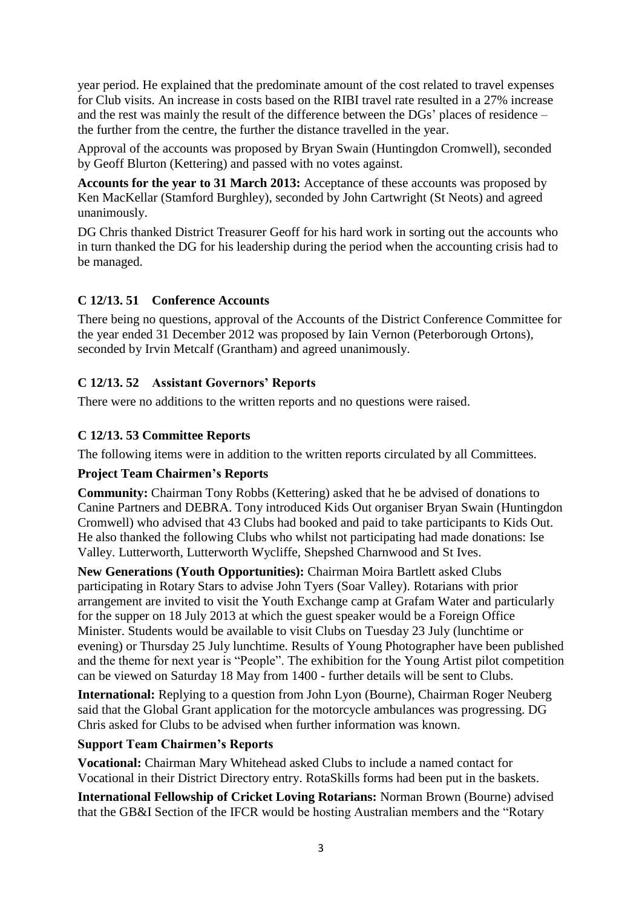year period. He explained that the predominate amount of the cost related to travel expenses for Club visits. An increase in costs based on the RIBI travel rate resulted in a 27% increase and the rest was mainly the result of the difference between the DGs' places of residence – the further from the centre, the further the distance travelled in the year.

Approval of the accounts was proposed by Bryan Swain (Huntingdon Cromwell), seconded by Geoff Blurton (Kettering) and passed with no votes against.

**Accounts for the year to 31 March 2013:** Acceptance of these accounts was proposed by Ken MacKellar (Stamford Burghley), seconded by John Cartwright (St Neots) and agreed unanimously.

DG Chris thanked District Treasurer Geoff for his hard work in sorting out the accounts who in turn thanked the DG for his leadership during the period when the accounting crisis had to be managed.

### C 12/13. 51 Conference Accounts

There being no questions, approval of the Accounts of the District Conference Committee for the year ended 31 December 2012 was proposed by Iain Vernon (Peterborough Ortons), seconded by Irvin Metcalf (Grantham) and agreed unanimously.

### C 12/13. 52 Assistant Governors' Reports

There were no additions to the written reports and no questions were raised.

### C 12/13. 53 Committee Reports

The following items were in addition to the written reports circulated by all Committees.

**Project Team Chairmen's Reports**

**Community:** Chairman Tony Robbs (Kettering) asked that he be advised of donations to Canine Partners and DEBRA. Tony introduced Kids Out organiser Bryan Swain (Huntingdon Cromwell) who advised that 43 Clubs had booked and paid to take participants to Kids Out. He also thanked the following Clubs who whilst not participating had made donations: Ise Valley. Lutterworth, Lutterworth Wycliffe, Shepshed Charnwood and St Ives.

**New Generations (Youth Opportunities):** Chairman Moira Bartlett asked Clubs participating in Rotary Stars to advise John Tyers (Soar Valley). Rotarians with prior arrangement are invited to visit the Youth Exchange camp at Grafam Water and particularly for the supper on 18 July 2013 at which the guest speaker would be a Foreign Office Minister. Students would be available to visit Clubs on Tuesday 23 July (lunchtime or evening) or Thursday 25 July lunchtime. Results of Young Photographer have been published and the theme for next year is "People". The exhibition for the Young Artist pilot competition can be viewed on Saturday 18 May from 1400 - further details will be sent to Clubs.

**International:** Replying to a question from John Lyon (Bourne), Chairman Roger Neuberg said that the Global Grant application for the motorcycle ambulances was progressing. DG Chris asked for Clubs to be advised when further information was known.

**Support Team Chairmen's Reports**

**Vocational:** Chairman Mary Whitehead asked Clubs to include a named contact for Vocational in their District Directory entry. RotaSkills forms had been put in the baskets.

**International Fellowship of Cricket Loving Rotarians:** Norman Brown (Bourne) advised that the GB&I Section of the IFCR would be hosting Australian members and the "Rotary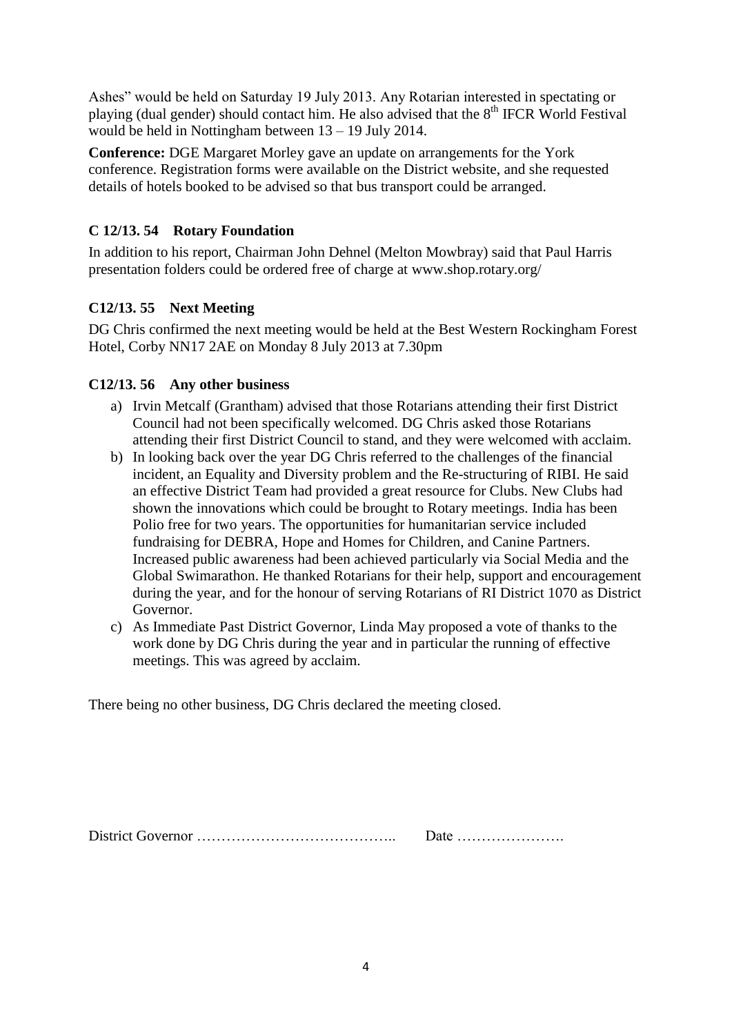Ashes" would be held on Saturday 19 July 2013. Any Rotarian interested in spectating or playing (dual gender) should contact him. He also advised that the 8th IFCR World Festival would be held in Nottingham between 13 – 19 July 2014.

**Conference:** DGE Margaret Morley gave an update on arrangements for the York conference. Registration forms were available on the District website, and she requested details of hotels booked to be advised so that bus transport could be arranged.

### C 12/13. 54 Rotary Foundation

In addition to his report, Chairman John Dehnel (Melton Mowbray) said that Paul Harris presentation folders could be ordered free of charge at www.shop.rotary.org/

### C12/13. 55 Next Meeting

DG Chris confirmed the next meeting would be held at the Best Western Rockingham Forest Hotel, Corby NN17 2AE on Monday 8 July 2013 at 7.30pm

### C12/13. 56 Any other business

a) Irvin Metcalf (Grantham) advised that those Rotarians attending their first District Council had not been specifically welcomed. DG Chris asked those Rotarians attending their first District Council to stand, and they were welcomed with acclaim.
b) In looking back over the year DG Chris referred to the challenges of the financial incident, an Equality and Diversity problem and the Re-structuring of RIBI. He said an effective District Team had provided a great resource for Clubs. New Clubs had shown the innovations which could be brought to Rotary meetings. India has been Polio free for two years. The opportunities for humanitarian service included fundraising for DEBRA, Hope and Homes for Children, and Canine Partners. Increased public awareness had been achieved particularly via Social Media and the Global Swimarathon. He thanked Rotarians for their help, support and encouragement during the year, and for the honour of serving Rotarians of RI District 1070 as District Governor.
c) As Immediate Past District Governor, Linda May proposed a vote of thanks to the work done by DG Chris during the year and in particular the running of effective meetings. This was agreed by acclaim.

There being no other business, DG Chris declared the meeting closed.

District Governor ………………………………….. Date ………………….